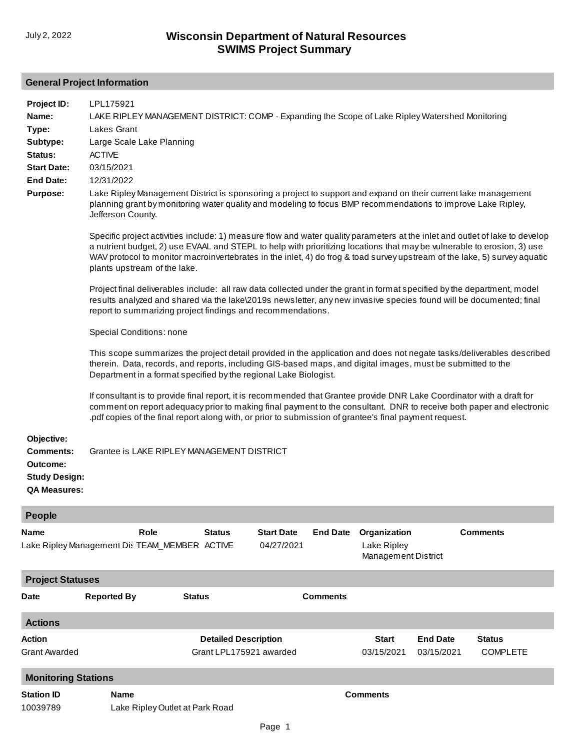# Wisconsin Department of Natural Resources
# SWIMS Project Summary

July 2, 2022

## General Project Information

**Project ID:** LPL175921

**Name:** LAKE RIPLEY MANAGEMENT DISTRICT: COMP - Expanding the Scope of Lake Ripley Watershed Monitoring

**Type:** Lakes Grant

**Subtype:** Large Scale Lake Planning

**Status:** ACTIVE

**Start Date:** 03/15/2021

**End Date:** 12/31/2022

**Purpose:** Lake Ripley Management District is sponsoring a project to support and expand on their current lake management planning grant by monitoring water quality and modeling to focus BMP recommendations to improve Lake Ripley, Jefferson County.

Specific project activities include: 1) measure flow and water quality parameters at the inlet and outlet of lake to develop a nutrient budget, 2) use EVAAL and STEPL to help with prioritizing locations that may be vulnerable to erosion, 3) use WAV protocol to monitor macroinvertebrates in the inlet, 4) do frog & toad survey upstream of the lake, 5) survey aquatic plants upstream of the lake.

Project final deliverables include: all raw data collected under the grant in format specified by the department, model results analyzed and shared via the lake\2019s newsletter, any new invasive species found will be documented; final report to summarizing project findings and recommendations.

Special Conditions: none

This scope summarizes the project detail provided in the application and does not negate tasks/deliverables described therein. Data, records, and reports, including GIS-based maps, and digital images, must be submitted to the Department in a format specified by the regional Lake Biologist.

If consultant is to provide final report, it is recommended that Grantee provide DNR Lake Coordinator with a draft for comment on report adequacy prior to making final payment to the consultant. DNR to receive both paper and electronic .pdf copies of the final report along with, or prior to submission of grantee's final payment request.

**Objective:**

**Comments:** Grantee is LAKE RIPLEY MANAGEMENT DISTRICT

**Outcome:**

**Study Design:**

**QA Measures:**

## People

| Name | Role | Status | Start Date | End Date | Organization | Comments |
|---|---|---|---|---|---|---|
| Lake Ripley Management Dis | TEAM_MEMBER | ACTIVE | 04/27/2021 | | Lake Ripley Management District | |

## Project Statuses

| Date | Reported By | Status | Comments |
|---|---|---|---|

## Actions

| Action | Detailed Description | Start | End Date | Status |
|---|---|---|---|---|
| Grant Awarded | Grant LPL175921 awarded | 03/15/2021 | 03/15/2021 | COMPLETE |

## Monitoring Stations

| Station ID | Name | Comments |
|---|---|---|
| 10039789 | Lake Ripley Outlet at Park Road | |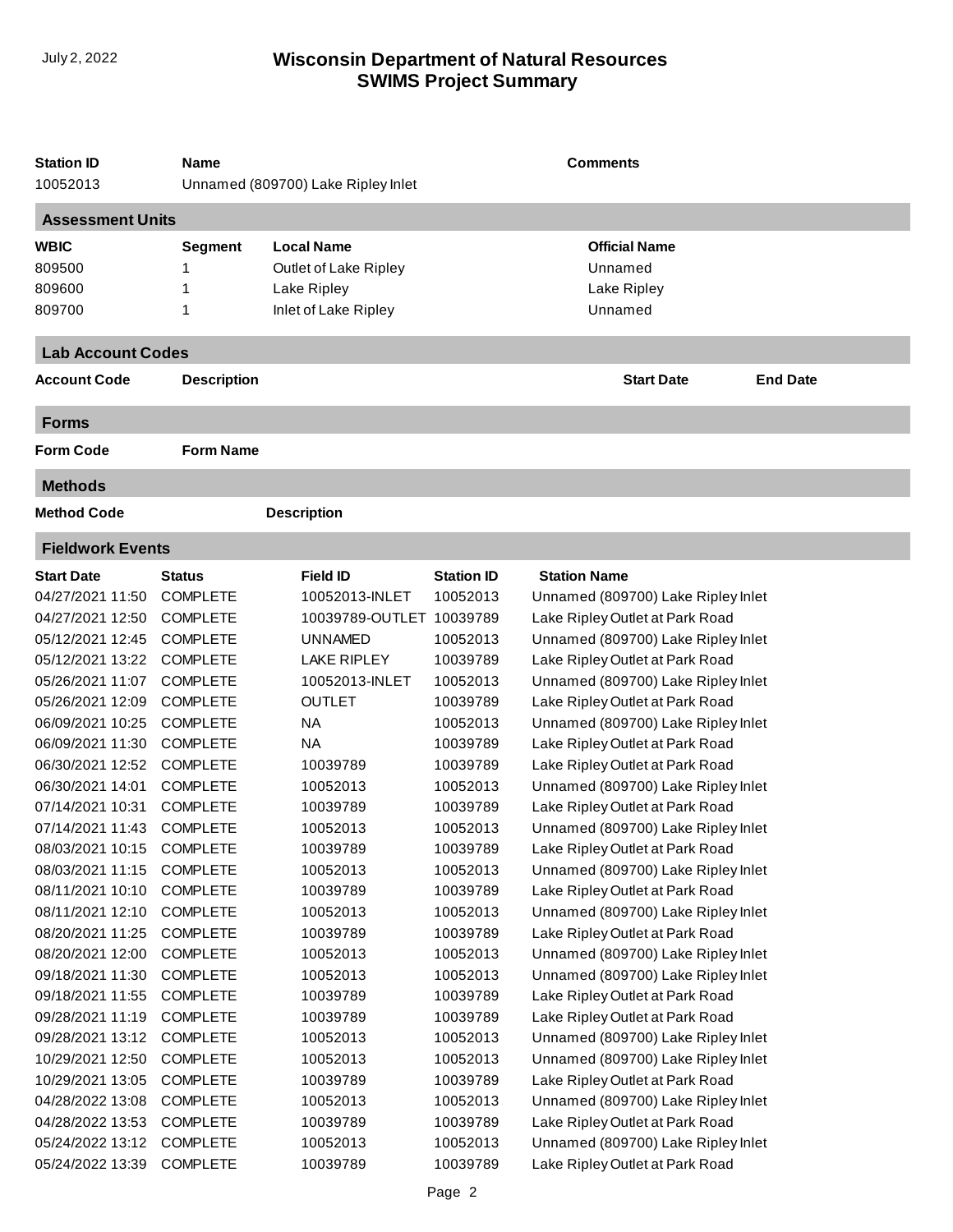| Station ID | Name | Comments |
|---|---|---|
| 10052013 | Unnamed (809700) Lake Ripley Inlet | |

## Assessment Units

| WBIC | Segment | Local Name | Official Name |
|---|---|---|---|
| 809500 | 1 | Outlet of Lake Ripley | Unnamed |
| 809600 | 1 | Lake Ripley | Lake Ripley |
| 809700 | 1 | Inlet of Lake Ripley | Unnamed |

## Lab Account Codes

| Account Code | Description | Start Date | End Date |
|---|---|---|---|

## Forms

| Form Code | Form Name |
|---|---|

## Methods

| Method Code | Description |
|---|---|

## Fieldwork Events

| Start Date | Status | Field ID | Station ID | Station Name |
|---|---|---|---|---|
| 04/27/2021 11:50 | COMPLETE | 10052013-INLET | 10052013 | Unnamed (809700) Lake Ripley Inlet |
| 04/27/2021 12:50 | COMPLETE | 10039789-OUTLET | 10039789 | Lake Ripley Outlet at Park Road |
| 05/12/2021 12:45 | COMPLETE | UNNAMED | 10052013 | Unnamed (809700) Lake Ripley Inlet |
| 05/12/2021 13:22 | COMPLETE | LAKE RIPLEY | 10039789 | Lake Ripley Outlet at Park Road |
| 05/26/2021 11:07 | COMPLETE | 10052013-INLET | 10052013 | Unnamed (809700) Lake Ripley Inlet |
| 05/26/2021 12:09 | COMPLETE | OUTLET | 10039789 | Lake Ripley Outlet at Park Road |
| 06/09/2021 10:25 | COMPLETE | NA | 10052013 | Unnamed (809700) Lake Ripley Inlet |
| 06/09/2021 11:30 | COMPLETE | NA | 10039789 | Lake Ripley Outlet at Park Road |
| 06/30/2021 12:52 | COMPLETE | 10039789 | 10039789 | Lake Ripley Outlet at Park Road |
| 06/30/2021 14:01 | COMPLETE | 10052013 | 10052013 | Unnamed (809700) Lake Ripley Inlet |
| 07/14/2021 10:31 | COMPLETE | 10039789 | 10039789 | Lake Ripley Outlet at Park Road |
| 07/14/2021 11:43 | COMPLETE | 10052013 | 10052013 | Unnamed (809700) Lake Ripley Inlet |
| 08/03/2021 10:15 | COMPLETE | 10039789 | 10039789 | Lake Ripley Outlet at Park Road |
| 08/03/2021 11:15 | COMPLETE | 10052013 | 10052013 | Unnamed (809700) Lake Ripley Inlet |
| 08/11/2021 10:10 | COMPLETE | 10039789 | 10039789 | Lake Ripley Outlet at Park Road |
| 08/11/2021 12:10 | COMPLETE | 10052013 | 10052013 | Unnamed (809700) Lake Ripley Inlet |
| 08/20/2021 11:25 | COMPLETE | 10039789 | 10039789 | Lake Ripley Outlet at Park Road |
| 08/20/2021 12:00 | COMPLETE | 10052013 | 10052013 | Unnamed (809700) Lake Ripley Inlet |
| 09/18/2021 11:30 | COMPLETE | 10052013 | 10052013 | Unnamed (809700) Lake Ripley Inlet |
| 09/18/2021 11:55 | COMPLETE | 10039789 | 10039789 | Lake Ripley Outlet at Park Road |
| 09/28/2021 11:19 | COMPLETE | 10039789 | 10039789 | Lake Ripley Outlet at Park Road |
| 09/28/2021 13:12 | COMPLETE | 10052013 | 10052013 | Unnamed (809700) Lake Ripley Inlet |
| 10/29/2021 12:50 | COMPLETE | 10052013 | 10052013 | Unnamed (809700) Lake Ripley Inlet |
| 10/29/2021 13:05 | COMPLETE | 10039789 | 10039789 | Lake Ripley Outlet at Park Road |
| 04/28/2022 13:08 | COMPLETE | 10052013 | 10052013 | Unnamed (809700) Lake Ripley Inlet |
| 04/28/2022 13:53 | COMPLETE | 10039789 | 10039789 | Lake Ripley Outlet at Park Road |
| 05/24/2022 13:12 | COMPLETE | 10052013 | 10052013 | Unnamed (809700) Lake Ripley Inlet |
| 05/24/2022 13:39 | COMPLETE | 10039789 | 10039789 | Lake Ripley Outlet at Park Road |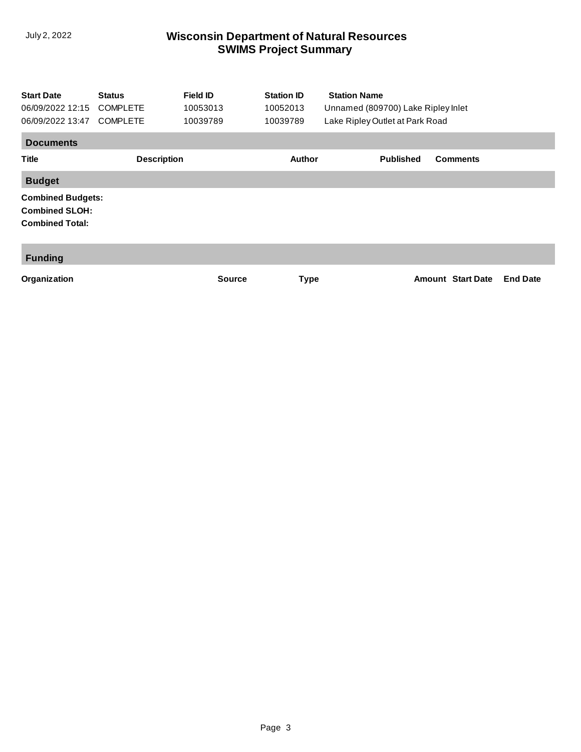| Start Date | Status | Field ID | Station ID | Station Name |
| --- | --- | --- | --- | --- |
| 06/09/2022 12:15 | COMPLETE | 10053013 | 10052013 | Unnamed (809700) Lake Ripley Inlet |
| 06/09/2022 13:47 | COMPLETE | 10039789 | 10039789 | Lake Ripley Outlet at Park Road |

## Documents

| Title | Description | Author | Published | Comments |
| --- | --- | --- | --- | --- |

## Budget

**Combined Budgets:**

**Combined SLOH:**

**Combined Total:**

## Funding

| Organization | Source | Type | Amount | Start Date | End Date |
| --- | --- | --- | --- | --- | --- |